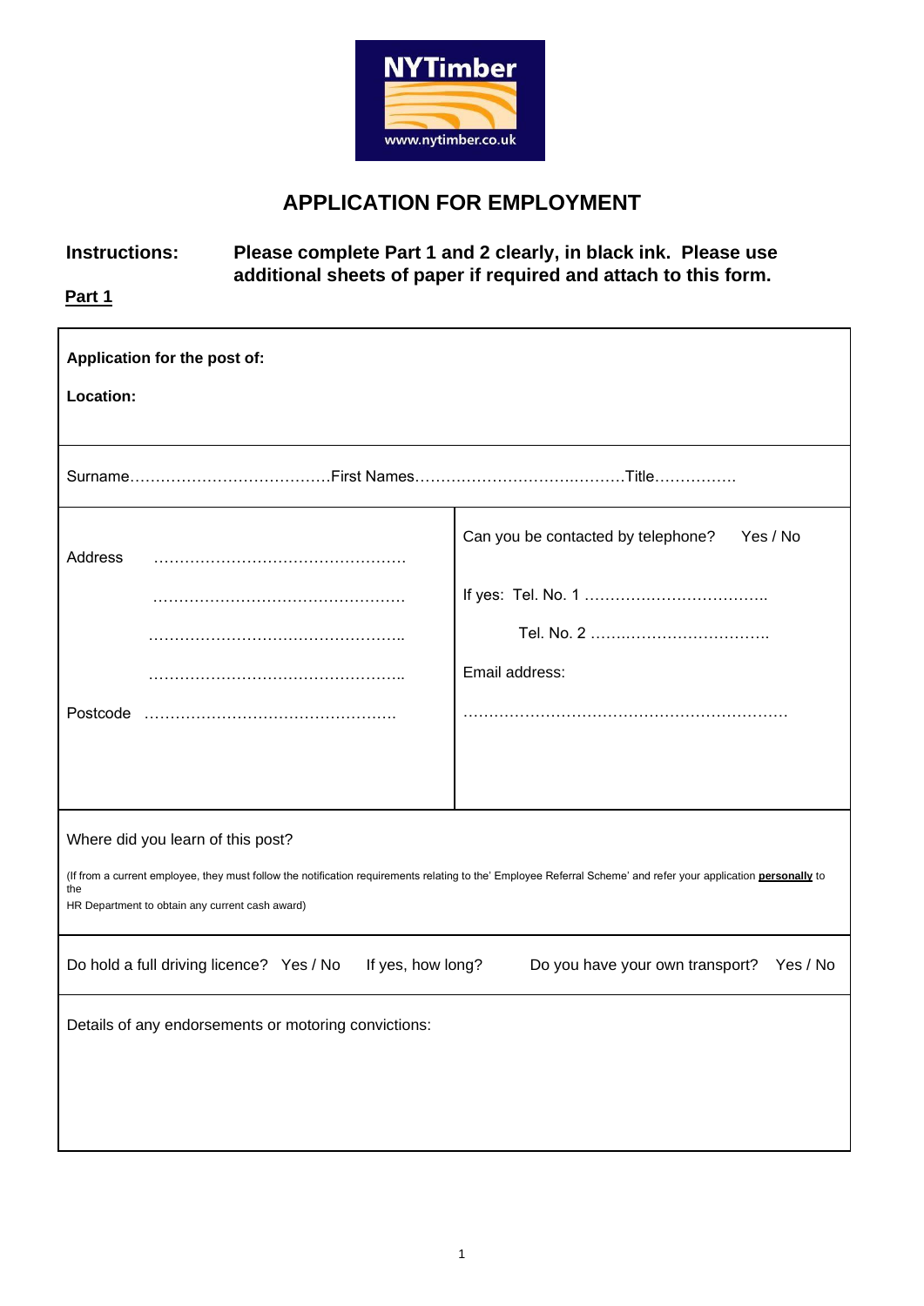NYTimber

www.nytimber.co.uk

# APPLICATION FOR EMPLOYMENT

**Instructions:** **Please complete Part 1 and 2 clearly, in black ink. Please use additional sheets of paper if required and attach to this form.**

**Part 1**

**Application for the post of:**

**Location:**

Surname…………………………………First Names……………………………….………Title…………….

| | |
|---|---|
| Address ………………………………………… | Can you be contacted by telephone? Yes / No |
| ………………………………………… | If yes: Tel. No. 1 …………………………….. |
| ………………………………………….. | Tel. No. 2 …….…………………….. |
| ………………………………………….. | Email address: |
| Postcode ………………………………………… | …………………………………………………… |

Where did you learn of this post?

(If from a current employee, they must follow the notification requirements relating to the' Employee Referral Scheme' and refer your application **personally** to the HR Department to obtain any current cash award)

Do hold a full driving licence? Yes / No If yes, how long? Do you have your own transport? Yes / No

Details of any endorsements or motoring convictions: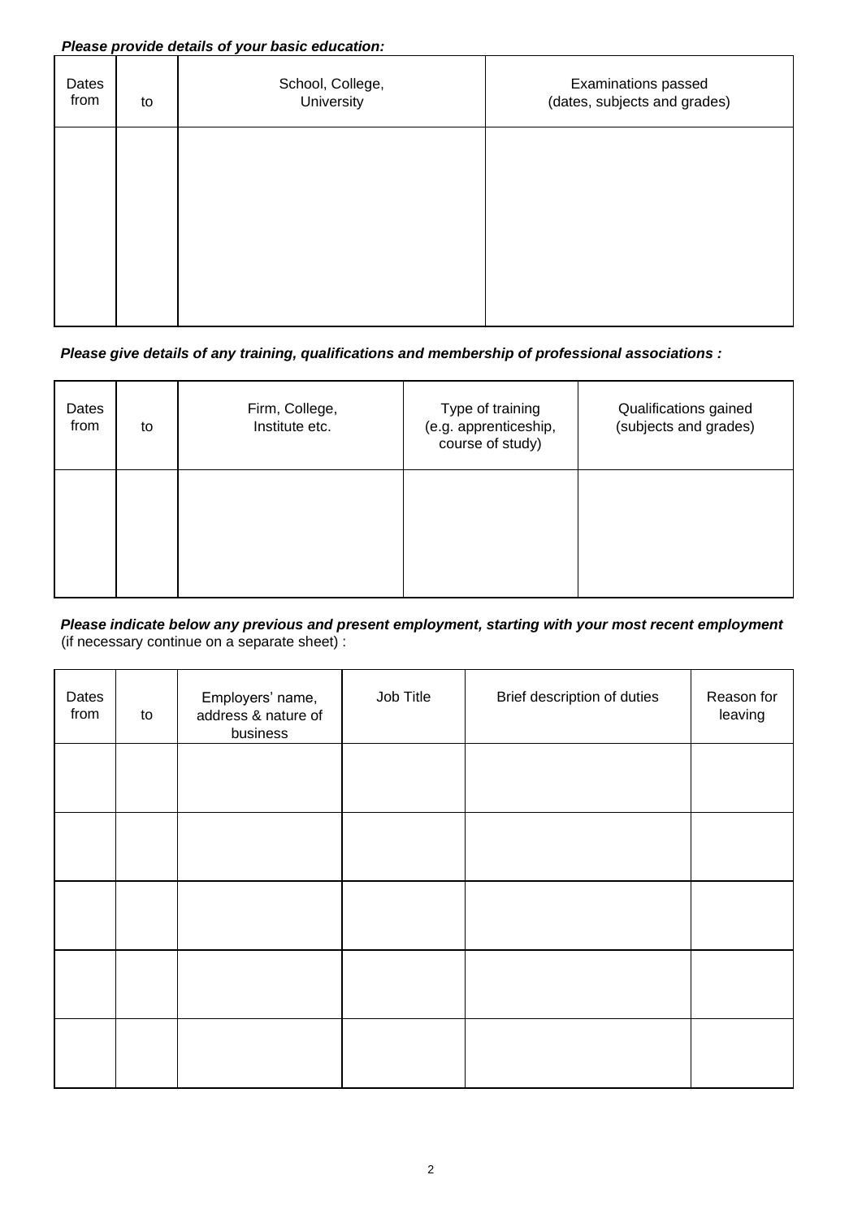***Please provide details of your basic education:***

| Dates from | to | School, College, University | Examinations passed (dates, subjects and grades) |
|---|---|---|---|
| | | | |

***Please give details of any training, qualifications and membership of professional associations :***

| Dates from | to | Firm, College, Institute etc. | Type of training (e.g. apprenticeship, course of study) | Qualifications gained (subjects and grades) |
|---|---|---|---|---|
| | | | | |

***Please indicate below any previous and present employment, starting with your most recent employment*** (if necessary continue on a separate sheet) :

| Dates from | to | Employers' name, address & nature of business | Job Title | Brief description of duties | Reason for leaving |
|---|---|---|---|---|---|
| | | | | | |
| | | | | | |
| | | | | | |
| | | | | | |
| | | | | | |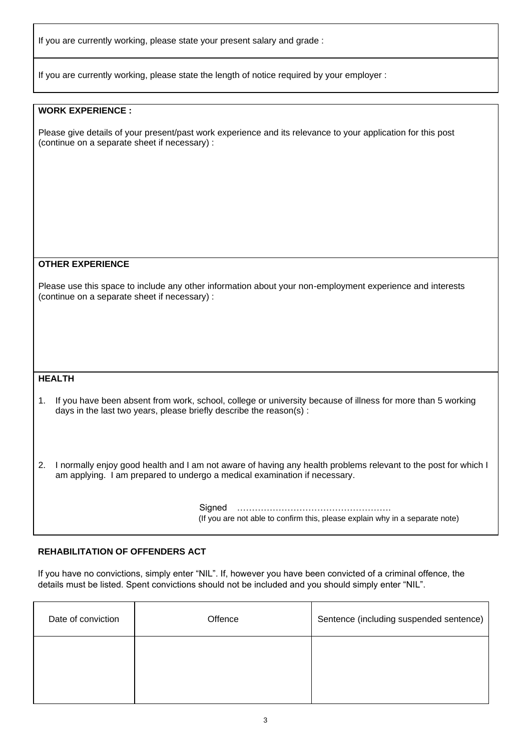If you are currently working, please state your present salary and grade :

If you are currently working, please state the length of notice required by your employer :

**WORK EXPERIENCE :**

Please give details of your present/past work experience and its relevance to your application for this post (continue on a separate sheet if necessary) :

**OTHER EXPERIENCE**

Please use this space to include any other information about your non-employment experience and interests (continue on a separate sheet if necessary) :

**HEALTH**

1. If you have been absent from work, school, college or university because of illness for more than 5 working days in the last two years, please briefly describe the reason(s) :

2. I normally enjoy good health and I am not aware of having any health problems relevant to the post for which I am applying. I am prepared to undergo a medical examination if necessary.

Signed …………………………………………….

(If you are not able to confirm this, please explain why in a separate note)

**REHABILITATION OF OFFENDERS ACT**

If you have no convictions, simply enter "NIL". If, however you have been convicted of a criminal offence, the details must be listed. Spent convictions should not be included and you should simply enter "NIL".

| Date of conviction | Offence | Sentence (including suspended sentence) |
|---|---|---|
| | | |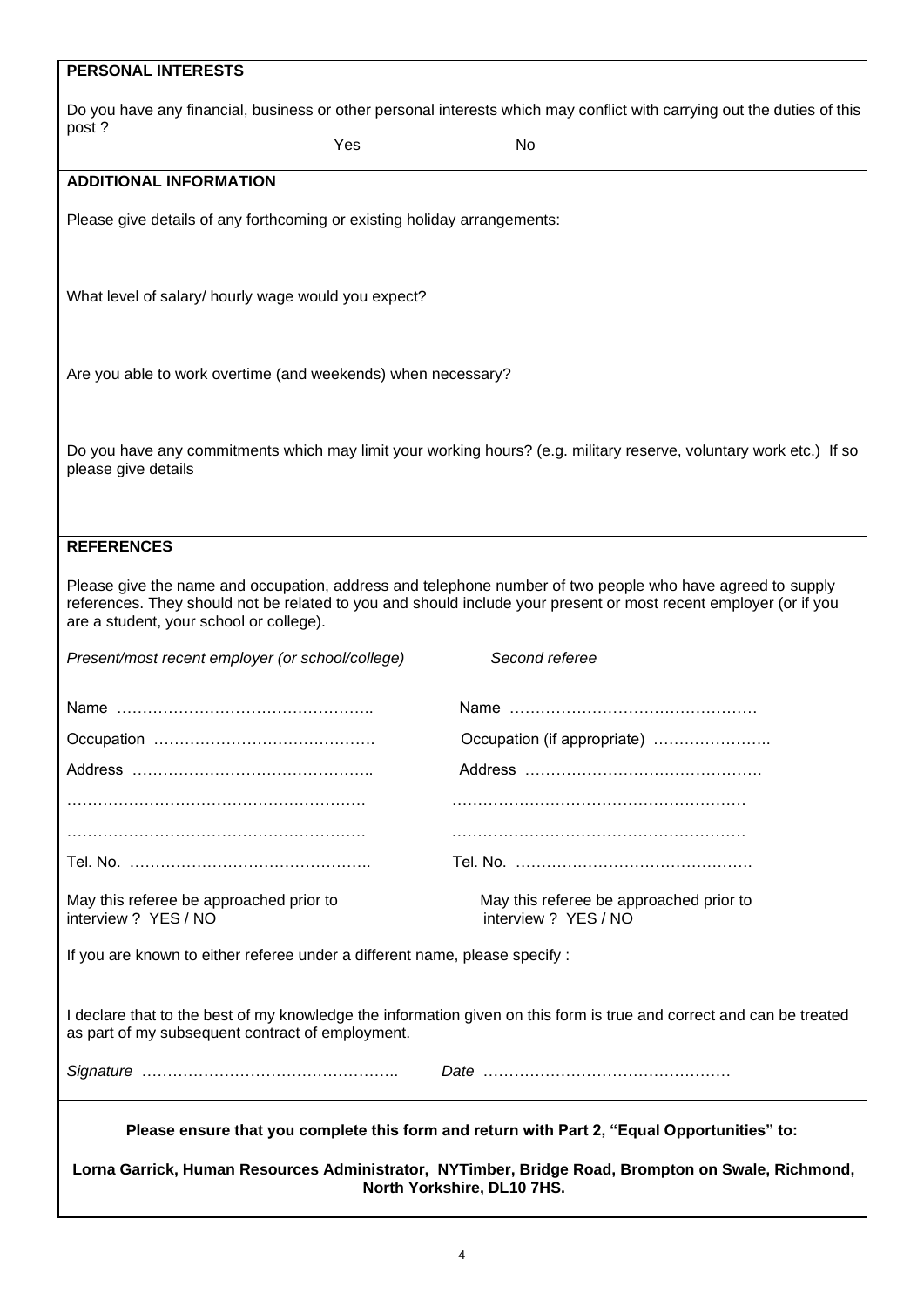**PERSONAL INTERESTS**

Do you have any financial, business or other personal interests which may conflict with carrying out the duties of this post ?

Yes　　　　　　　　No

**ADDITIONAL INFORMATION**

Please give details of any forthcoming or existing holiday arrangements:

What level of salary/ hourly wage would you expect?

Are you able to work overtime (and weekends) when necessary?

Do you have any commitments which may limit your working hours? (e.g. military reserve, voluntary work etc.) If so please give details

**REFERENCES**

Please give the name and occupation, address and telephone number of two people who have agreed to supply references. They should not be related to you and should include your present or most recent employer (or if you are a student, your school or college).

| *Present/most recent employer (or school/college)* | *Second referee* |
|---|---|
| Name ………………………………………….. | Name ………………………………………… |
| Occupation ……………………………………. | Occupation (if appropriate) ………………….. |
| Address ……………………………………….. | Address ………………………………………. |
| ………………………………………………… | ………………………………………………… |
| ………………………………………………… | ………………………………………………… |
| Tel. No. ……………………………………….. | Tel. No. ………………………………………. |
| May this referee be approached prior to interview ? YES / NO | May this referee be approached prior to interview ? YES / NO |

If you are known to either referee under a different name, please specify :

I declare that to the best of my knowledge the information given on this form is true and correct and can be treated as part of my subsequent contract of employment.

*Signature* …………………………………………..　　*Date* …………………………………………

**Please ensure that you complete this form and return with Part 2, "Equal Opportunities" to:**

**Lorna Garrick, Human Resources Administrator, NYTimber, Bridge Road, Brompton on Swale, Richmond, North Yorkshire, DL10 7HS.**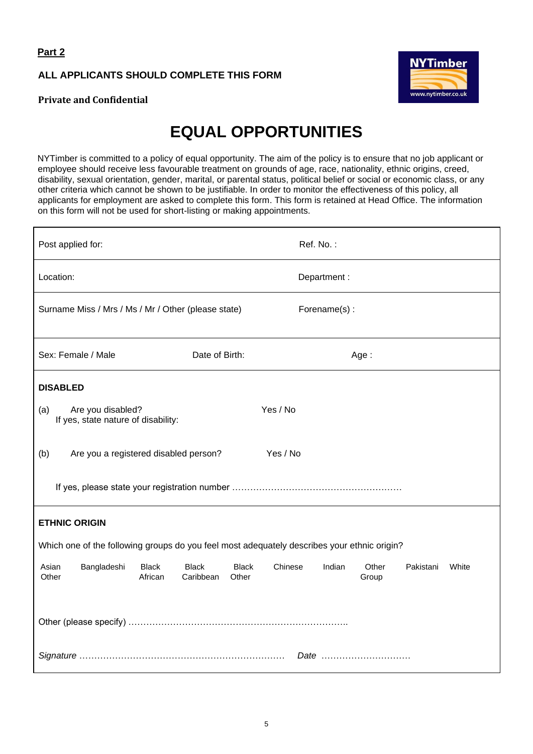**Part 2**

**ALL APPLICANTS SHOULD COMPLETE THIS FORM**

**Private and Confidential**

NYTimber
www.nytimber.co.uk

# EQUAL OPPORTUNITIES

NYTimber is committed to a policy of equal opportunity. The aim of the policy is to ensure that no job applicant or employee should receive less favourable treatment on grounds of age, race, nationality, ethnic origins, creed, disability, sexual orientation, gender, marital, or parental status, political belief or social or economic class, or any other criteria which cannot be shown to be justifiable. In order to monitor the effectiveness of this policy, all applicants for employment are asked to complete this form. This form is retained at Head Office. The information on this form will not be used for short-listing or making appointments.

| | |
|---|---|
| Post applied for: | Ref. No. : |
| Location: | Department : |
| Surname Miss / Mrs / Ms / Mr / Other (please state) | Forename(s) : |

Sex: Female / Male     Date of Birth:     Age :

**DISABLED**

(a) Are you disabled? Yes / No
If yes, state nature of disability:

(b) Are you a registered disabled person? Yes / No

If yes, please state your registration number ………………………………………………

**ETHNIC ORIGIN**

Which one of the following groups do you feel most adequately describes your ethnic origin?

| Asian Other | Bangladeshi | Black African | Black Caribbean | Black Other | Chinese | Indian | Other Group | Pakistani | White |
|---|---|---|---|---|---|---|---|---|---|

Other (please specify) ………………………………………………………………..

*Signature* ……………………………………………………… *Date* …………………………